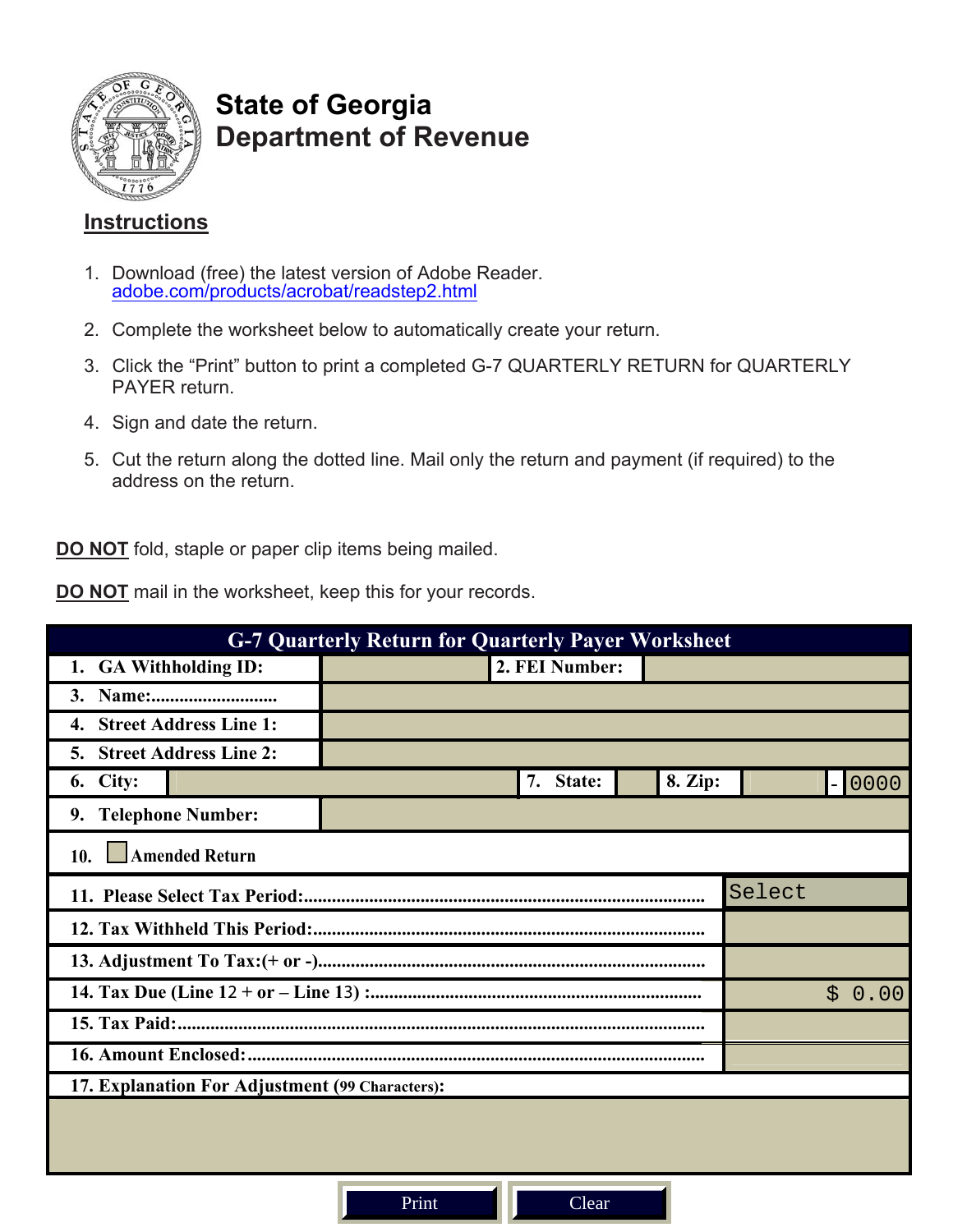# State of Georgia
# Department of Revenue

## Instructions

1. Download (free) the latest version of Adobe Reader. adobe.com/products/acrobat/readstep2.html
2. Complete the worksheet below to automatically create your return.
3. Click the "Print" button to print a completed G-7 QUARTERLY RETURN for QUARTERLY PAYER return.
4. Sign and date the return.
5. Cut the return along the dotted line. Mail only the return and payment (if required) to the address on the return.

**DO NOT** fold, staple or paper clip items being mailed.

**DO NOT** mail in the worksheet, keep this for your records.

## G-7 Quarterly Return for Quarterly Payer Worksheet

| | | | |
|---|---|---|---|
| 1. GA Withholding ID: | | 2. FEI Number: | |
| 3. Name:........................... | | | |
| 4. Street Address Line 1: | | | |
| 5. Street Address Line 2: | | | |
| 6. City: | 7. State: | 8. Zip: | - 0000 |
| 9. Telephone Number: | | | |
| 10. ☐ Amended Return | | | |
| 11. Please Select Tax Period:............................................... | Select | | |
| 12. Tax Withheld This Period:............................................... | | | |
| 13. Adjustment To Tax:(+ or -)............................................... | | | |
| 14. Tax Due (Line 12 + or – Line 13) :............................................... | $ 0.00 | | |
| 15. Tax Paid:............................................... | | | |
| 16. Amount Enclosed:............................................... | | | |
| 17. Explanation For Adjustment (99 Characters): | | | |

Print | Clear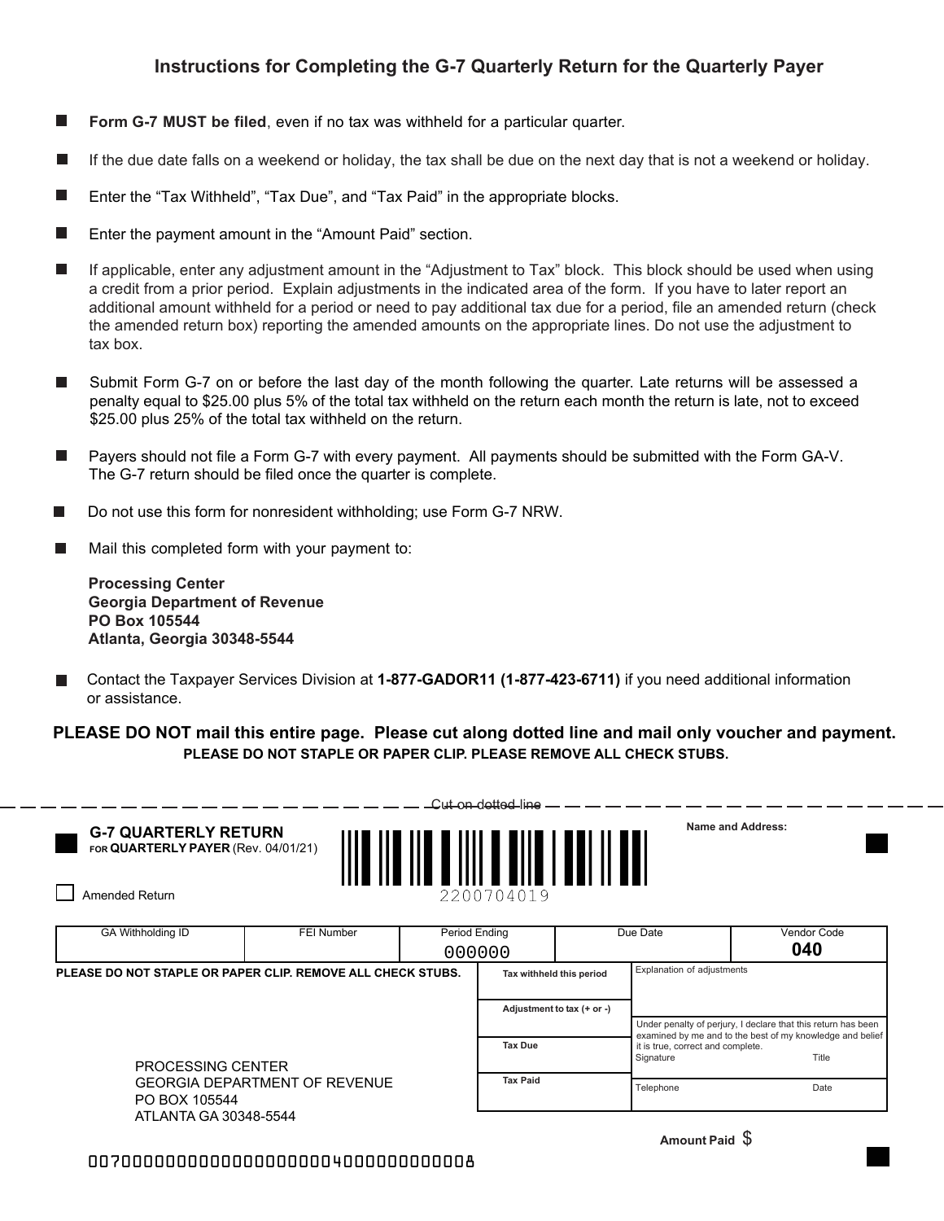# Instructions for Completing the G-7 Quarterly Return for the Quarterly Payer

- **Form G-7 MUST be filed**, even if no tax was withheld for a particular quarter.
- If the due date falls on a weekend or holiday, the tax shall be due on the next day that is not a weekend or holiday.
- Enter the "Tax Withheld", "Tax Due", and "Tax Paid" in the appropriate blocks.
- Enter the payment amount in the "Amount Paid" section.
- If applicable, enter any adjustment amount in the "Adjustment to Tax" block. This block should be used when using a credit from a prior period. Explain adjustments in the indicated area of the form. If you have to later report an additional amount withheld for a period or need to pay additional tax due for a period, file an amended return (check the amended return box) reporting the amended amounts on the appropriate lines. Do not use the adjustment to tax box.
- Submit Form G-7 on or before the last day of the month following the quarter. Late returns will be assessed a penalty equal to $25.00 plus 5% of the total tax withheld on the return each month the return is late, not to exceed $25.00 plus 25% of the total tax withheld on the return.
- Payers should not file a Form G-7 with every payment. All payments should be submitted with the Form GA-V. The G-7 return should be filed once the quarter is complete.
- Do not use this form for nonresident withholding; use Form G-7 NRW.
- Mail this completed form with your payment to:

  **Processing Center**
  **Georgia Department of Revenue**
  **PO Box 105544**
  **Atlanta, Georgia 30348-5544**

- Contact the Taxpayer Services Division at **1-877-GADOR11 (1-877-423-6711)** if you need additional information or assistance.

**PLEASE DO NOT mail this entire page. Please cut along dotted line and mail only voucher and payment.**
**PLEASE DO NOT STAPLE OR PAPER CLIP. PLEASE REMOVE ALL CHECK STUBS.**

Cut on dotted line

**G-7 QUARTERLY RETURN**
**FOR QUARTERLY PAYER** (Rev. 04/01/21)

2200704019

☐ Amended Return

**Name and Address:**

| GA Withholding ID | FEI Number | Period Ending | Due Date | Vendor Code |
|---|---|---|---|---|
| | | 000000 | | **040** |

**PLEASE DO NOT STAPLE OR PAPER CLIP. REMOVE ALL CHECK STUBS.**

| | |
|---|---|
| Tax withheld this period | |
| Adjustment to tax (+ or -) | |
| Tax Due | |
| Tax Paid | |

Explanation of adjustments

Under penalty of perjury, I declare that this return has been examined by me and to the best of my knowledge and belief it is true, correct and complete.

Signature | Title

Telephone | Date

PROCESSING CENTER
GEORGIA DEPARTMENT OF REVENUE
PO BOX 105544
ATLANTA GA 30348-5544

**Amount Paid** $

00700000000000000000004000000000008